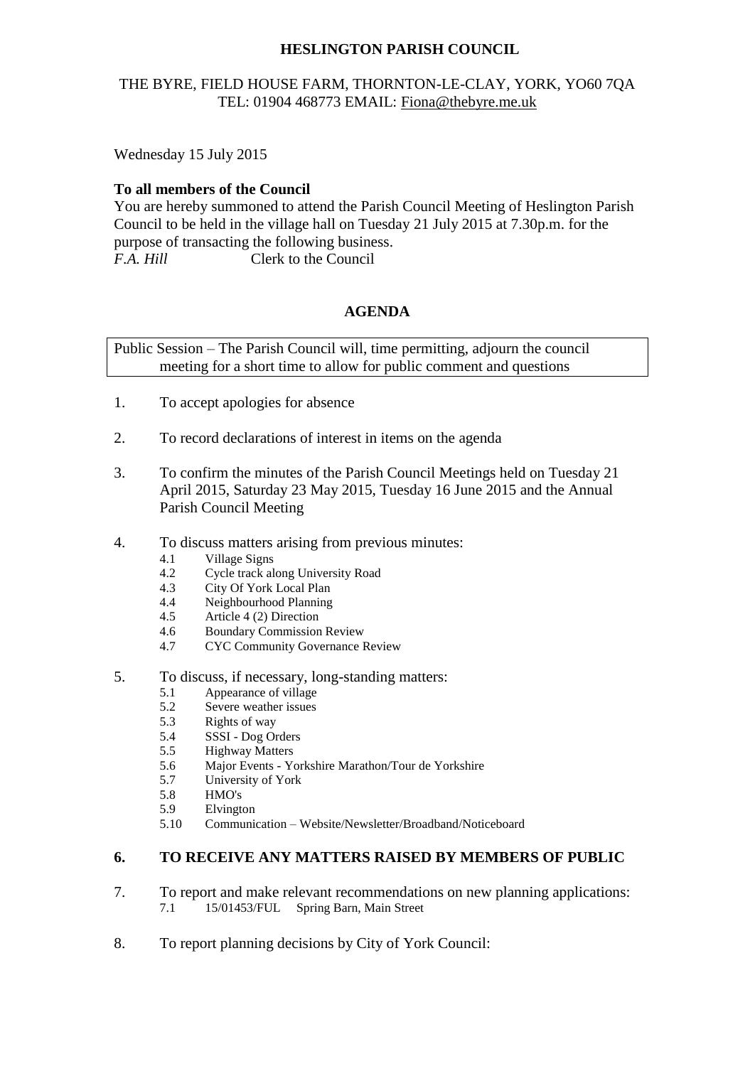**HESLINGTON PARISH COUNCIL**

THE BYRE, FIELD HOUSE FARM, THORNTON-LE-CLAY, YORK, YO60 7QA
TEL: 01904 468773 EMAIL: Fiona@thebyre.me.uk

Wednesday 15 July 2015

**To all members of the Council**

You are hereby summoned to attend the Parish Council Meeting of Heslington Parish Council to be held in the village hall on Tuesday 21 July 2015 at 7.30p.m. for the purpose of transacting the following business.

*F.A. Hill* Clerk to the Council

**AGENDA**

Public Session – The Parish Council will, time permitting, adjourn the council meeting for a short time to allow for public comment and questions

1. To accept apologies for absence

2. To record declarations of interest in items on the agenda

3. To confirm the minutes of the Parish Council Meetings held on Tuesday 21 April 2015, Saturday 23 May 2015, Tuesday 16 June 2015 and the Annual Parish Council Meeting

4. To discuss matters arising from previous minutes:
   - 4.1 Village Signs
   - 4.2 Cycle track along University Road
   - 4.3 City Of York Local Plan
   - 4.4 Neighbourhood Planning
   - 4.5 Article 4 (2) Direction
   - 4.6 Boundary Commission Review
   - 4.7 CYC Community Governance Review

5. To discuss, if necessary, long-standing matters:
   - 5.1 Appearance of village
   - 5.2 Severe weather issues
   - 5.3 Rights of way
   - 5.4 SSSI - Dog Orders
   - 5.5 Highway Matters
   - 5.6 Major Events - Yorkshire Marathon/Tour de Yorkshire
   - 5.7 University of York
   - 5.8 HMO's
   - 5.9 Elvington
   - 5.10 Communication – Website/Newsletter/Broadband/Noticeboard

**6. TO RECEIVE ANY MATTERS RAISED BY MEMBERS OF PUBLIC**

7. To report and make relevant recommendations on new planning applications:
   - 7.1 15/01453/FUL Spring Barn, Main Street

8. To report planning decisions by City of York Council: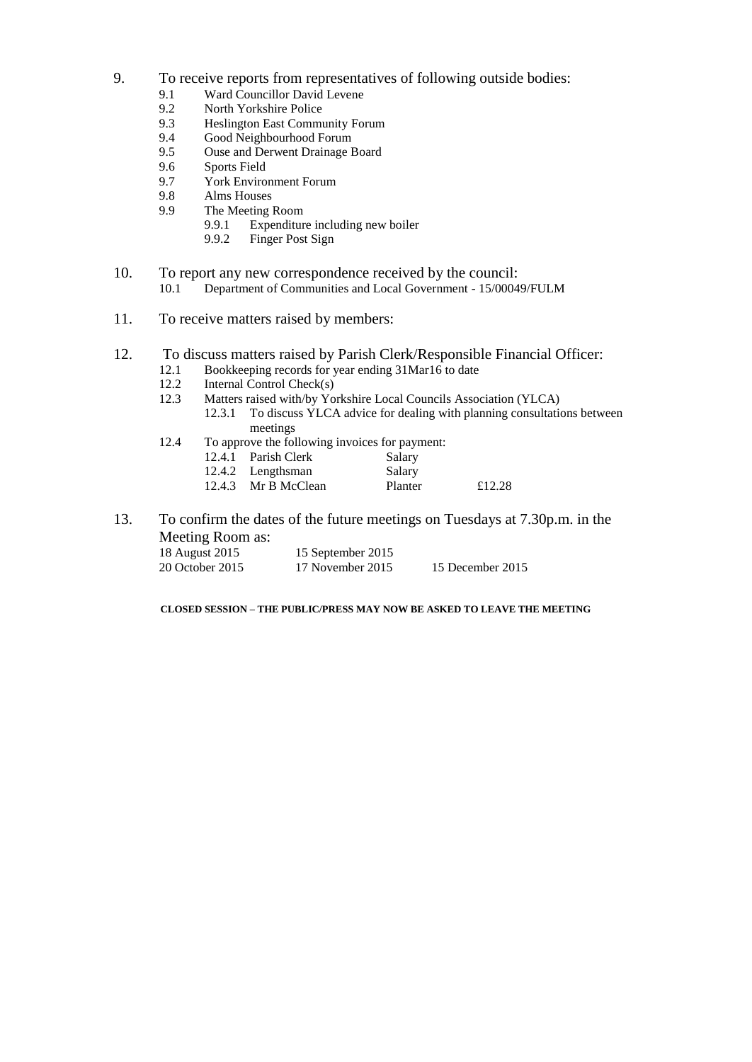9. To receive reports from representatives of following outside bodies:
    - 9.1 Ward Councillor David Levene
    - 9.2 North Yorkshire Police
    - 9.3 Heslington East Community Forum
    - 9.4 Good Neighbourhood Forum
    - 9.5 Ouse and Derwent Drainage Board
    - 9.6 Sports Field
    - 9.7 York Environment Forum
    - 9.8 Alms Houses
    - 9.9 The Meeting Room
        - 9.9.1 Expenditure including new boiler
        - 9.9.2 Finger Post Sign

10. To report any new correspondence received by the council:
    - 10.1 Department of Communities and Local Government - 15/00049/FULM

11. To receive matters raised by members:

12. To discuss matters raised by Parish Clerk/Responsible Financial Officer:
    - 12.1 Bookkeeping records for year ending 31Mar16 to date
    - 12.2 Internal Control Check(s)
    - 12.3 Matters raised with/by Yorkshire Local Councils Association (YLCA)
        - 12.3.1 To discuss YLCA advice for dealing with planning consultations between meetings
    - 12.4 To approve the following invoices for payment:

| | | | |
|---|---|---|---|
| 12.4.1 | Parish Clerk | Salary | |
| 12.4.2 | Lengthsman | Salary | |
| 12.4.3 | Mr B McClean | Planter | £12.28 |

13. To confirm the dates of the future meetings on Tuesdays at 7.30p.m. in the Meeting Room as:

| | | |
|---|---|---|
| 18 August 2015 | 15 September 2015 | |
| 20 October 2015 | 17 November 2015 | 15 December 2015 |

**CLOSED SESSION – THE PUBLIC/PRESS MAY NOW BE ASKED TO LEAVE THE MEETING**